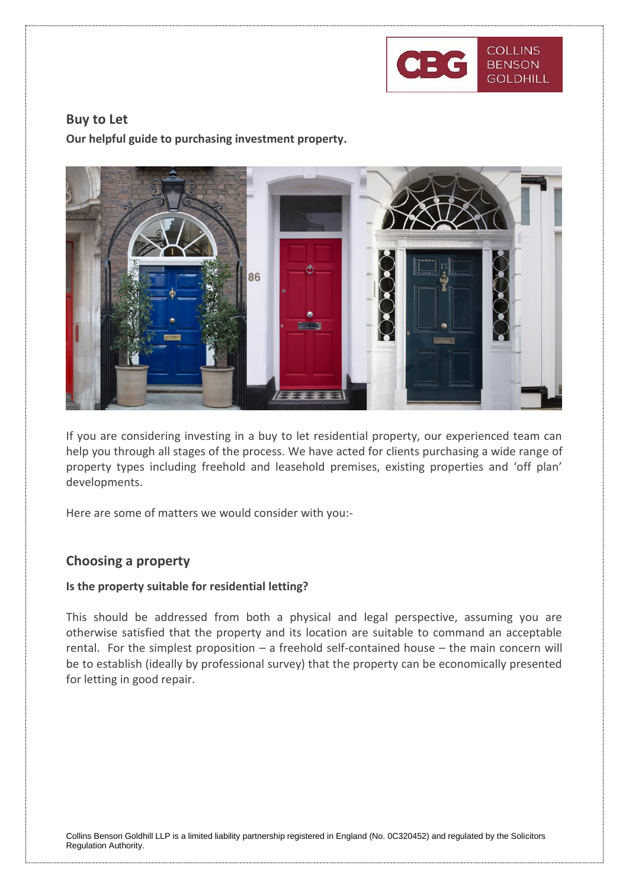## Buy to Let

**Our helpful guide to purchasing investment property.**

If you are considering investing in a buy to let residential property, our experienced team can help you through all stages of the process. We have acted for clients purchasing a wide range of property types including freehold and leasehold premises, existing properties and 'off plan' developments.

Here are some of matters we would consider with you:-

## Choosing a property

### Is the property suitable for residential letting?

This should be addressed from both a physical and legal perspective, assuming you are otherwise satisfied that the property and its location are suitable to command an acceptable rental. For the simplest proposition – a freehold self-contained house – the main concern will be to establish (ideally by professional survey) that the property can be economically presented for letting in good repair.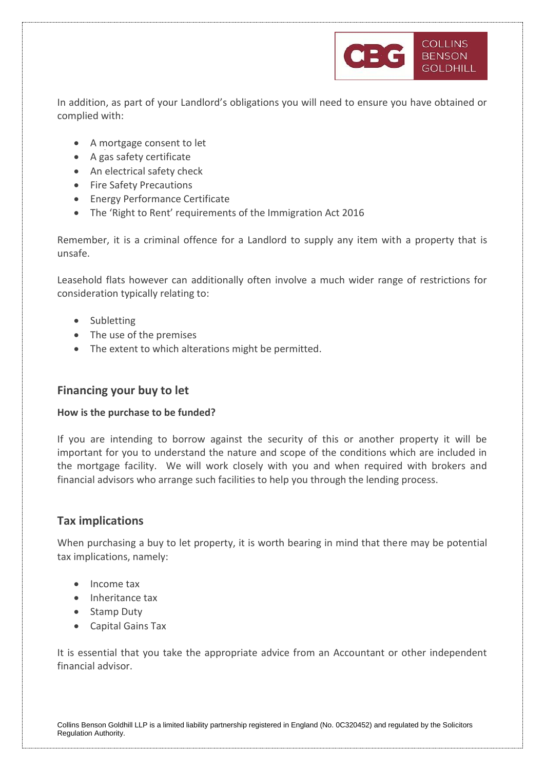In addition, as part of your Landlord's obligations you will need to ensure you have obtained or complied with:

- A mortgage consent to let
- A gas safety certificate
- An electrical safety check
- Fire Safety Precautions
- Energy Performance Certificate
- The 'Right to Rent' requirements of the Immigration Act 2016

Remember, it is a criminal offence for a Landlord to supply any item with a property that is unsafe.

Leasehold flats however can additionally often involve a much wider range of restrictions for consideration typically relating to:

- Subletting
- The use of the premises
- The extent to which alterations might be permitted.

## Financing your buy to let

**How is the purchase to be funded?**

If you are intending to borrow against the security of this or another property it will be important for you to understand the nature and scope of the conditions which are included in the mortgage facility. We will work closely with you and when required with brokers and financial advisors who arrange such facilities to help you through the lending process.

## Tax implications

When purchasing a buy to let property, it is worth bearing in mind that there may be potential tax implications, namely:

- Income tax
- Inheritance tax
- Stamp Duty
- Capital Gains Tax

It is essential that you take the appropriate advice from an Accountant or other independent financial advisor.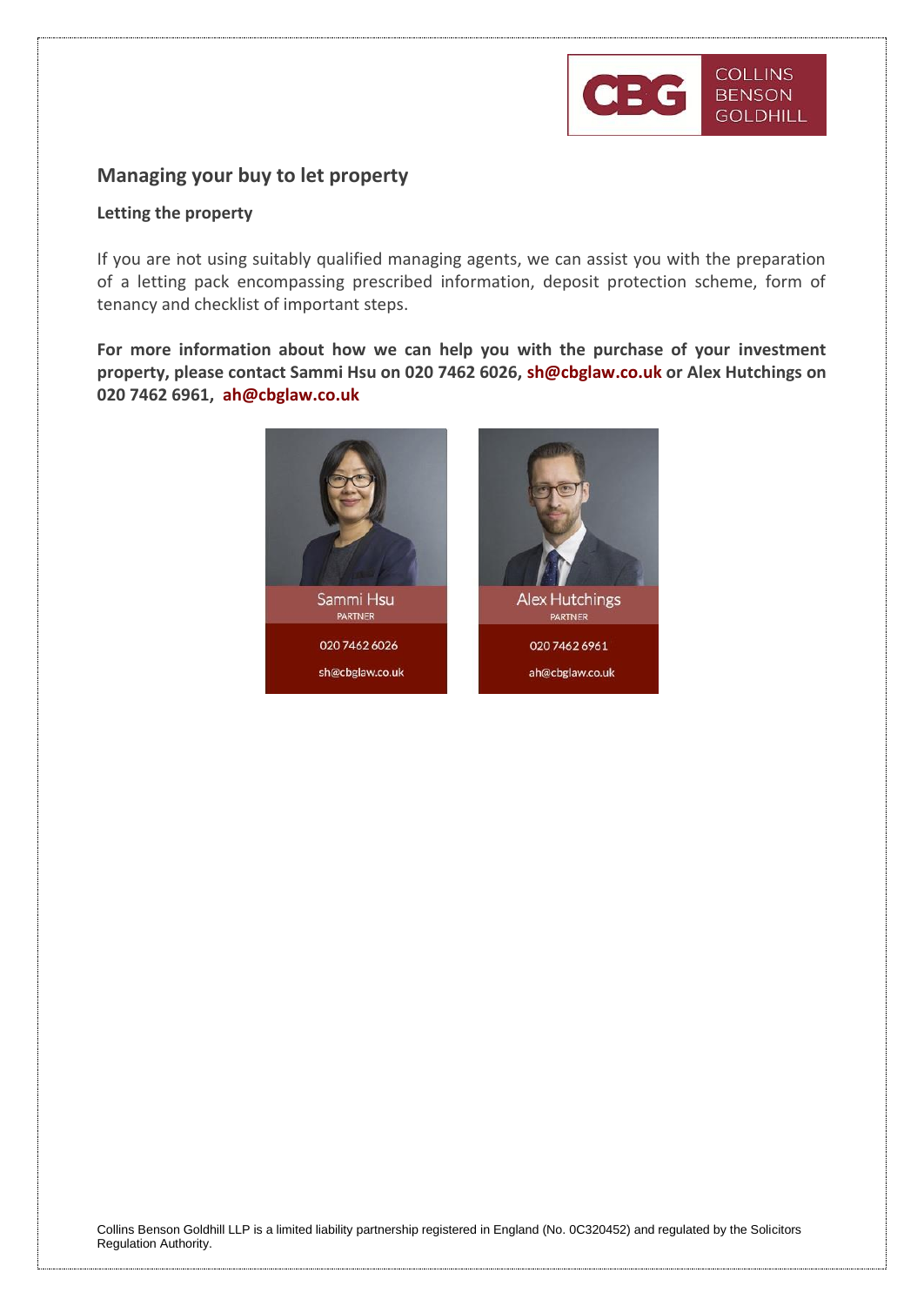## Managing your buy to let property

### Letting the property

If you are not using suitably qualified managing agents, we can assist you with the preparation of a letting pack encompassing prescribed information, deposit protection scheme, form of tenancy and checklist of important steps.

**For more information about how we can help you with the purchase of your investment property, please contact Sammi Hsu on 020 7462 6026, sh@cbglaw.co.uk or Alex Hutchings on 020 7462 6961, ah@cbglaw.co.uk**

Sammi Hsu
PARTNER
020 7462 6026
sh@cbglaw.co.uk

Alex Hutchings
PARTNER
020 7462 6961
ah@cbglaw.co.uk

Collins Benson Goldhill LLP is a limited liability partnership registered in England (No. 0C320452) and regulated by the Solicitors Regulation Authority.